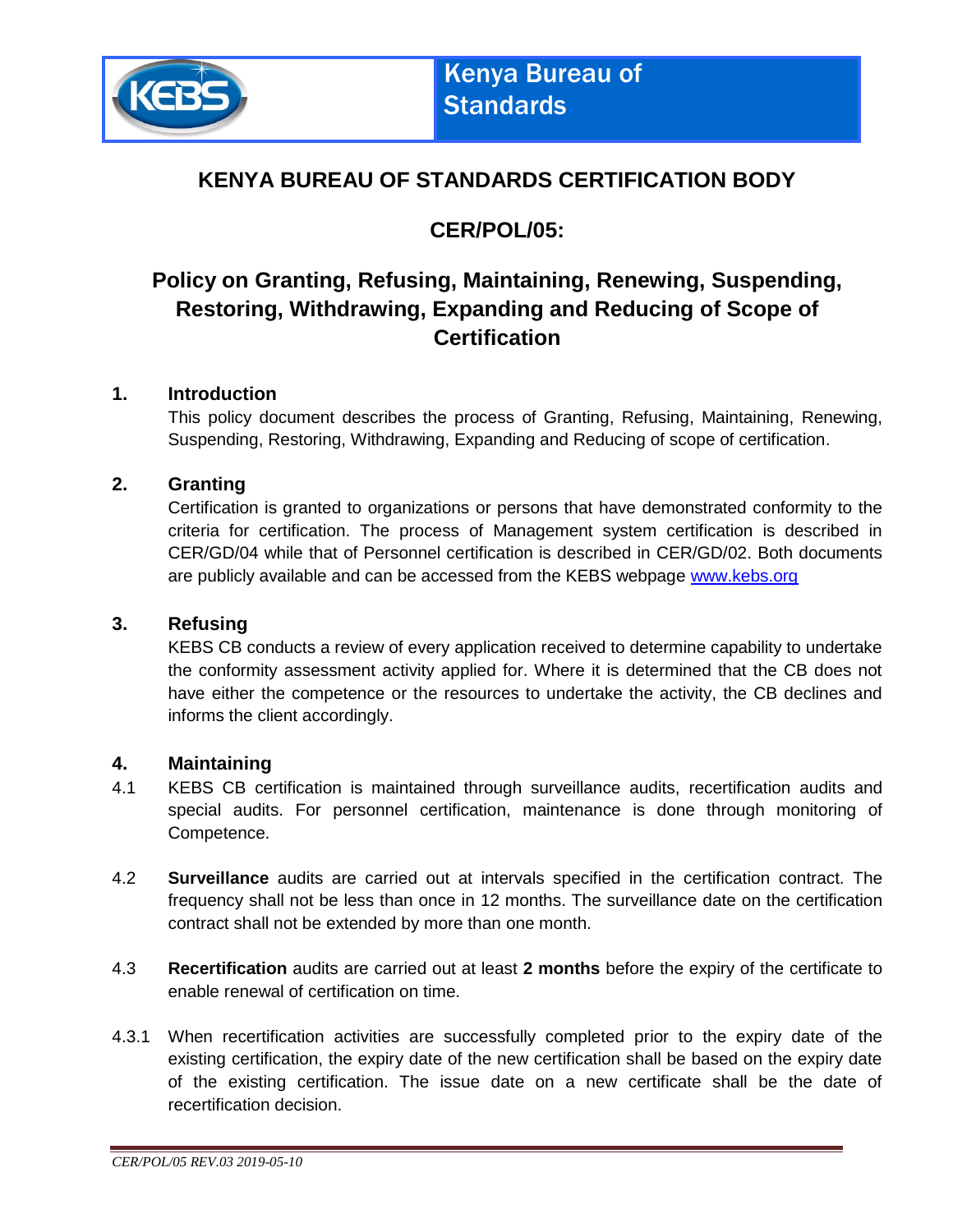Kenya Bureau of Standards

# KENYA BUREAU OF STANDARDS CERTIFICATION BODY

## CER/POL/05:

## Policy on Granting, Refusing, Maintaining, Renewing, Suspending, Restoring, Withdrawing, Expanding and Reducing of Scope of Certification

### 1. Introduction

This policy document describes the process of Granting, Refusing, Maintaining, Renewing, Suspending, Restoring, Withdrawing, Expanding and Reducing of scope of certification.

### 2. Granting

Certification is granted to organizations or persons that have demonstrated conformity to the criteria for certification. The process of Management system certification is described in CER/GD/04 while that of Personnel certification is described in CER/GD/02. Both documents are publicly available and can be accessed from the KEBS webpage [www.kebs.org](www.kebs.org)

### 3. Refusing

KEBS CB conducts a review of every application received to determine capability to undertake the conformity assessment activity applied for. Where it is determined that the CB does not have either the competence or the resources to undertake the activity, the CB declines and informs the client accordingly.

### 4. Maintaining

4.1 KEBS CB certification is maintained through surveillance audits, recertification audits and special audits. For personnel certification, maintenance is done through monitoring of Competence.

4.2 **Surveillance** audits are carried out at intervals specified in the certification contract. The frequency shall not be less than once in 12 months. The surveillance date on the certification contract shall not be extended by more than one month.

4.3 **Recertification** audits are carried out at least **2 months** before the expiry of the certificate to enable renewal of certification on time.

4.3.1 When recertification activities are successfully completed prior to the expiry date of the existing certification, the expiry date of the new certification shall be based on the expiry date of the existing certification. The issue date on a new certificate shall be the date of recertification decision.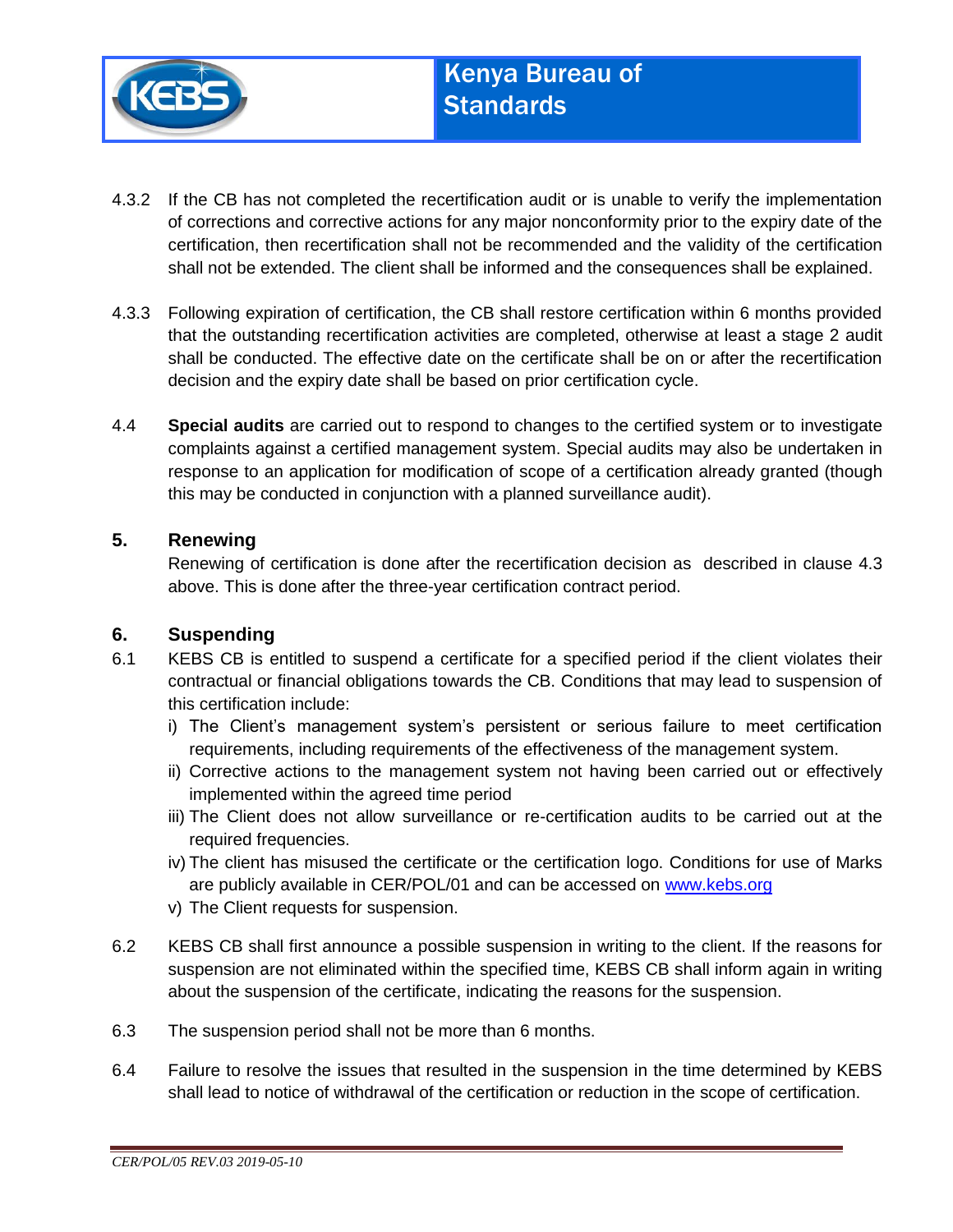4.3.2 If the CB has not completed the recertification audit or is unable to verify the implementation of corrections and corrective actions for any major nonconformity prior to the expiry date of the certification, then recertification shall not be recommended and the validity of the certification shall not be extended. The client shall be informed and the consequences shall be explained.

4.3.3 Following expiration of certification, the CB shall restore certification within 6 months provided that the outstanding recertification activities are completed, otherwise at least a stage 2 audit shall be conducted. The effective date on the certificate shall be on or after the recertification decision and the expiry date shall be based on prior certification cycle.

4.4 **Special audits** are carried out to respond to changes to the certified system or to investigate complaints against a certified management system. Special audits may also be undertaken in response to an application for modification of scope of a certification already granted (though this may be conducted in conjunction with a planned surveillance audit).

## 5. Renewing

Renewing of certification is done after the recertification decision as described in clause 4.3 above. This is done after the three-year certification contract period.

## 6. Suspending

6.1 KEBS CB is entitled to suspend a certificate for a specified period if the client violates their contractual or financial obligations towards the CB. Conditions that may lead to suspension of this certification include:

i) The Client's management system's persistent or serious failure to meet certification requirements, including requirements of the effectiveness of the management system.
ii) Corrective actions to the management system not having been carried out or effectively implemented within the agreed time period
iii) The Client does not allow surveillance or re-certification audits to be carried out at the required frequencies.
iv) The client has misused the certificate or the certification logo. Conditions for use of Marks are publicly available in CER/POL/01 and can be accessed on [www.kebs.org](http://www.kebs.org)
v) The Client requests for suspension.

6.2 KEBS CB shall first announce a possible suspension in writing to the client. If the reasons for suspension are not eliminated within the specified time, KEBS CB shall inform again in writing about the suspension of the certificate, indicating the reasons for the suspension.

6.3 The suspension period shall not be more than 6 months.

6.4 Failure to resolve the issues that resulted in the suspension in the time determined by KEBS shall lead to notice of withdrawal of the certification or reduction in the scope of certification.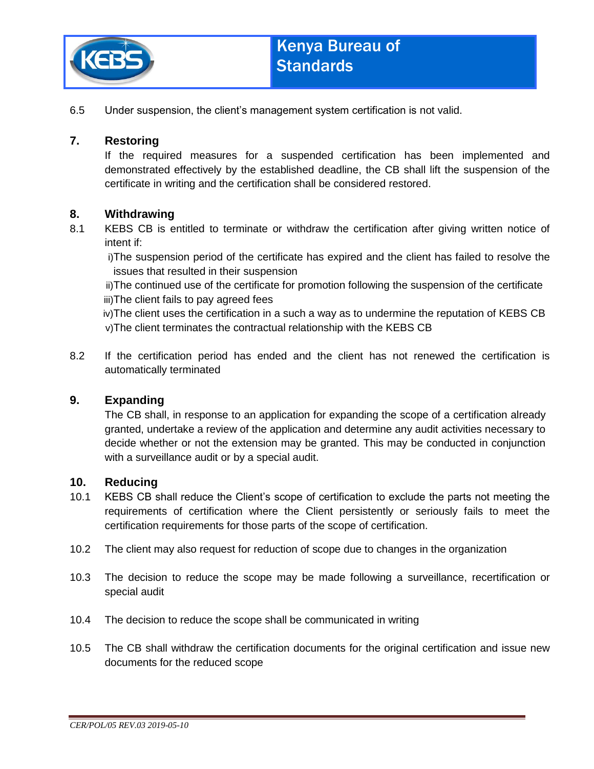6.5 Under suspension, the client's management system certification is not valid.

## 7. Restoring

If the required measures for a suspended certification has been implemented and demonstrated effectively by the established deadline, the CB shall lift the suspension of the certificate in writing and the certification shall be considered restored.

## 8. Withdrawing

8.1 KEBS CB is entitled to terminate or withdraw the certification after giving written notice of intent if:

i) The suspension period of the certificate has expired and the client has failed to resolve the issues that resulted in their suspension

ii) The continued use of the certificate for promotion following the suspension of the certificate

iii) The client fails to pay agreed fees

iv) The client uses the certification in a such a way as to undermine the reputation of KEBS CB

v) The client terminates the contractual relationship with the KEBS CB

8.2 If the certification period has ended and the client has not renewed the certification is automatically terminated

## 9. Expanding

The CB shall, in response to an application for expanding the scope of a certification already granted, undertake a review of the application and determine any audit activities necessary to decide whether or not the extension may be granted. This may be conducted in conjunction with a surveillance audit or by a special audit.

## 10. Reducing

10.1 KEBS CB shall reduce the Client's scope of certification to exclude the parts not meeting the requirements of certification where the Client persistently or seriously fails to meet the certification requirements for those parts of the scope of certification.

10.2 The client may also request for reduction of scope due to changes in the organization

10.3 The decision to reduce the scope may be made following a surveillance, recertification or special audit

10.4 The decision to reduce the scope shall be communicated in writing

10.5 The CB shall withdraw the certification documents for the original certification and issue new documents for the reduced scope